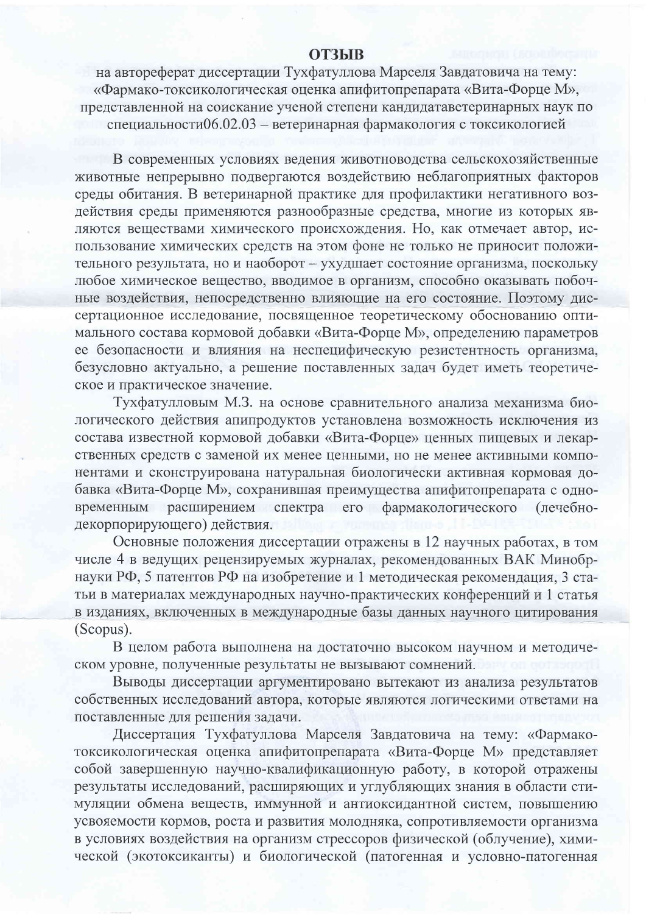# ОТЗЫВ

на автореферат диссертации Тухфатуллова Марселя Завдатовича на тему: «Фармако-токсикологическая оценка апифитопрепарата «Вита-Форце М», представленной на соискание ученой степени кандидатаветеринарных наук по специальности06.02.03 – ветеринарная фармакология с токсикологией

В современных условиях ведения животноводства сельскохозяйственные животные непрерывно подвергаются воздействию неблагоприятных факторов среды обитания. В ветеринарной практике для профилактики негативного воздействия среды применяются разнообразные средства, многие из которых являются веществами химического происхождения. Но, как отмечает автор, использование химических средств на этом фоне не только не приносит положительного результата, но и наоборот – ухудшает состояние организма, поскольку любое химическое вещество, вводимое в организм, способно оказывать побочные воздействия, непосредственно влияющие на его состояние. Поэтому диссертационное исследование, посвященное теоретическому обоснованию оптимального состава кормовой добавки «Вита-Форце М», определению параметров ее безопасности и влияния на неспецифическую резистентность организма, безусловно актуально, а решение поставленных задач будет иметь теоретическое и практическое значение.

Тухфатулловым М.З. на основе сравнительного анализа механизма биологического действия апипродуктов установлена возможность исключения из состава известной кормовой добавки «Вита-Форце» ценных пищевых и лекарственных средств с заменой их менее ценными, но не менее активными компонентами и сконструирована натуральная биологически активная кормовая добавка «Вита-Форце М», сохранившая преимущества апифитопрепарата с одновременным расширением спектра его фармакологического (лечебно-декорпорирующего) действия.

Основные положения диссертации отражены в 12 научных работах, в том числе 4 в ведущих рецензируемых журналах, рекомендованных ВАК Минобрнауки РФ, 5 патентов РФ на изобретение и 1 методическая рекомендация, 3 статьи в материалах международных научно-практических конференций и 1 статья в изданиях, включенных в международные базы данных научного цитирования (Scopus).

В целом работа выполнена на достаточно высоком научном и методическом уровне, полученные результаты не вызывают сомнений.

Выводы диссертации аргументировано вытекают из анализа результатов собственных исследований автора, которые являются логическими ответами на поставленные для решения задачи.

Диссертация Тухфатуллова Марселя Завдатовича на тему: «Фармако-токсикологическая оценка апифитопрепарата «Вита-Форце М» представляет собой завершенную научно-квалификационную работу, в которой отражены результаты исследований, расширяющих и углубляющих знания в области стимуляции обмена веществ, иммунной и антиоксидантной систем, повышению усвояемости кормов, роста и развития молодняка, сопротивляемости организма в условиях воздействия на организм стрессоров физической (облучение), химической (экотоксиканты) и биологической (патогенная и условно-патогенная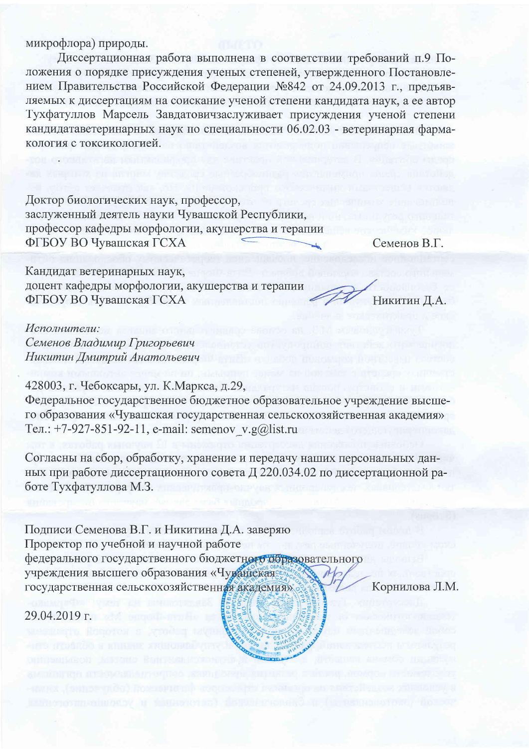микрофлора) природы.

Диссертационная работа выполнена в соответствии требований п.9 Положения о порядке присуждения ученых степеней, утвержденного Постановлением Правительства Российской Федерации №842 от 24.09.2013 г., предъявляемых к диссертациям на соискание ученой степени кандидата наук, а ее автор Тухфатуллов Марсель Завдатовичзаслуживает присуждения ученой степени кандидатаветеринарных наук по специальности 06.02.03 - ветеринарная фармакология с токсикологией.

Доктор биологических наук, профессор,
заслуженный деятель науки Чувашской Республики,
профессор кафедры морфологии, акушерства и терапии
ФГБОУ ВО Чувашская ГСХА Семенов В.Г.

Кандидат ветеринарных наук,
доцент кафедры морфологии, акушерства и терапии
ФГБОУ ВО Чувашская ГСХА Никитин Д.А.

*Исполнители:*
*Семенов Владимир Григорьевич*
*Никитин Дмитрий Анатольевич*

428003, г. Чебоксары, ул. К.Маркса, д.29,
Федеральное государственное бюджетное образовательное учреждение высшего образования «Чувашская государственная сельскохозяйственная академия»
Тел.: +7-927-851-92-11, e-mail: semenov_v.g@list.ru

Согласны на сбор, обработку, хранение и передачу наших персональных данных при работе диссертационного совета Д 220.034.02 по диссертационной работе Тухфатуллова М.З.

Подписи Семенова В.Г. и Никитина Д.А. заверяю
Проректор по учебной и научной работе
федерального государственного бюджетного образовательного учреждения высшего образования «Чувашская государственная сельскохозяйственная академия» Корнилова Л.М.

29.04.2019 г.